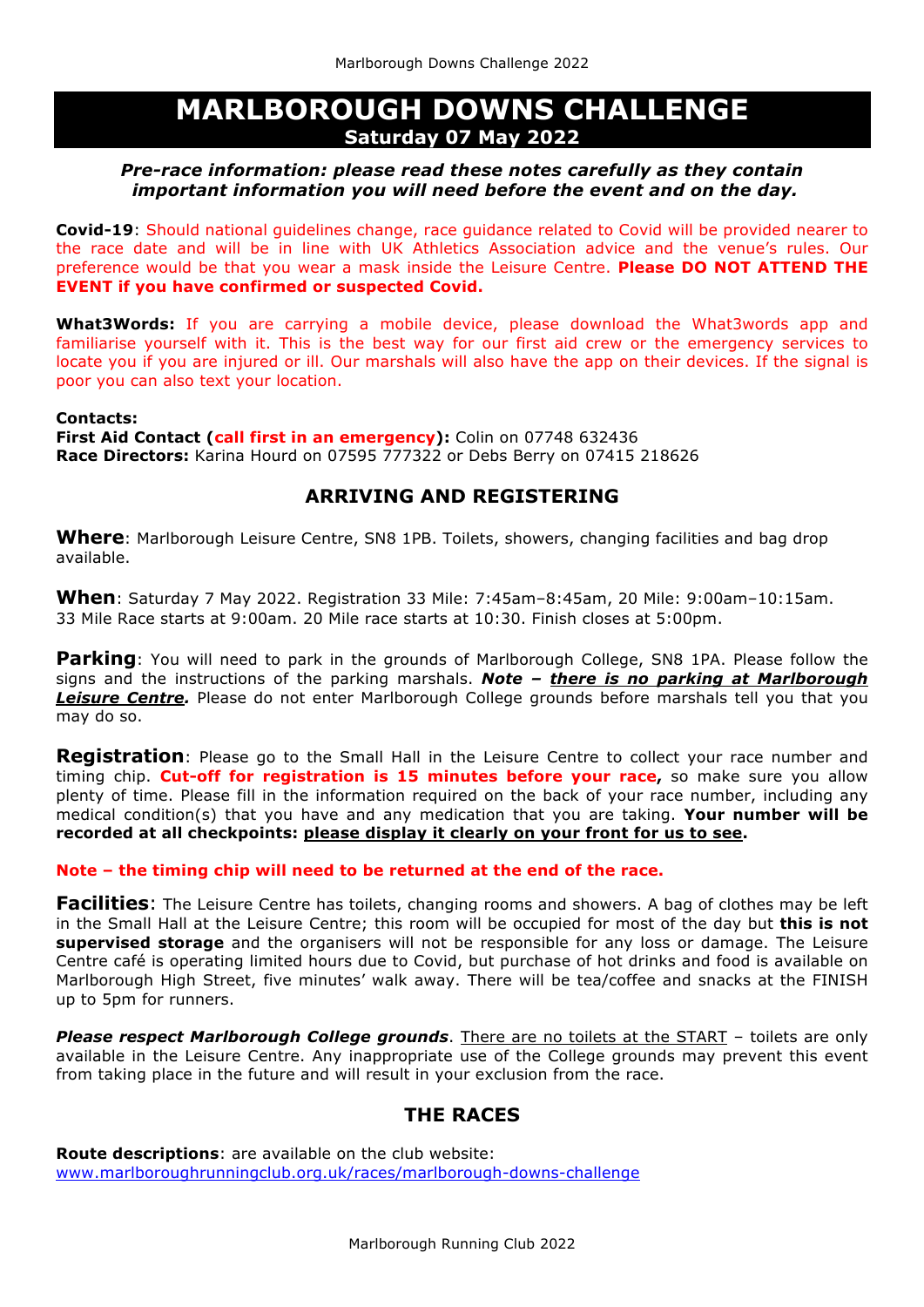# MARLBOROUGH DOWNS CHALLENGE

**Saturday 07 May 2022**

***Pre-race information: please read these notes carefully as they contain important information you will need before the event and on the day.***

**Covid-19**: Should national guidelines change, race guidance related to Covid will be provided nearer to the race date and will be in line with UK Athletics Association advice and the venue's rules. Our preference would be that you wear a mask inside the Leisure Centre. **Please DO NOT ATTEND THE EVENT if you have confirmed or suspected Covid.**

**What3Words:** If you are carrying a mobile device, please download the What3words app and familiarise yourself with it. This is the best way for our first aid crew or the emergency services to locate you if you are injured or ill. Our marshals will also have the app on their devices. If the signal is poor you can also text your location.

**Contacts:**
**First Aid Contact (call first in an emergency):** Colin on 07748 632436
**Race Directors:** Karina Hourd on 07595 777322 or Debs Berry on 07415 218626

## ARRIVING AND REGISTERING

**Where**: Marlborough Leisure Centre, SN8 1PB. Toilets, showers, changing facilities and bag drop available.

**When**: Saturday 7 May 2022. Registration 33 Mile: 7:45am–8:45am, 20 Mile: 9:00am–10:15am. 33 Mile Race starts at 9:00am. 20 Mile race starts at 10:30. Finish closes at 5:00pm.

**Parking**: You will need to park in the grounds of Marlborough College, SN8 1PA. Please follow the signs and the instructions of the parking marshals. ***Note – there is no parking at Marlborough Leisure Centre.*** Please do not enter Marlborough College grounds before marshals tell you that you may do so.

**Registration**: Please go to the Small Hall in the Leisure Centre to collect your race number and timing chip. **Cut-off for registration is 15 minutes before your race,** so make sure you allow plenty of time. Please fill in the information required on the back of your race number, including any medical condition(s) that you have and any medication that you are taking. **Your number will be recorded at all checkpoints: please display it clearly on your front for us to see.**

**Note – the timing chip will need to be returned at the end of the race.**

**Facilities**: The Leisure Centre has toilets, changing rooms and showers. A bag of clothes may be left in the Small Hall at the Leisure Centre; this room will be occupied for most of the day but **this is not supervised storage** and the organisers will not be responsible for any loss or damage. The Leisure Centre café is operating limited hours due to Covid, but purchase of hot drinks and food is available on Marlborough High Street, five minutes' walk away. There will be tea/coffee and snacks at the FINISH up to 5pm for runners.

***Please respect Marlborough College grounds***. There are no toilets at the START – toilets are only available in the Leisure Centre. Any inappropriate use of the College grounds may prevent this event from taking place in the future and will result in your exclusion from the race.

## THE RACES

**Route descriptions**: are available on the club website:
www.marlboroughrunningclub.org.uk/races/marlborough-downs-challenge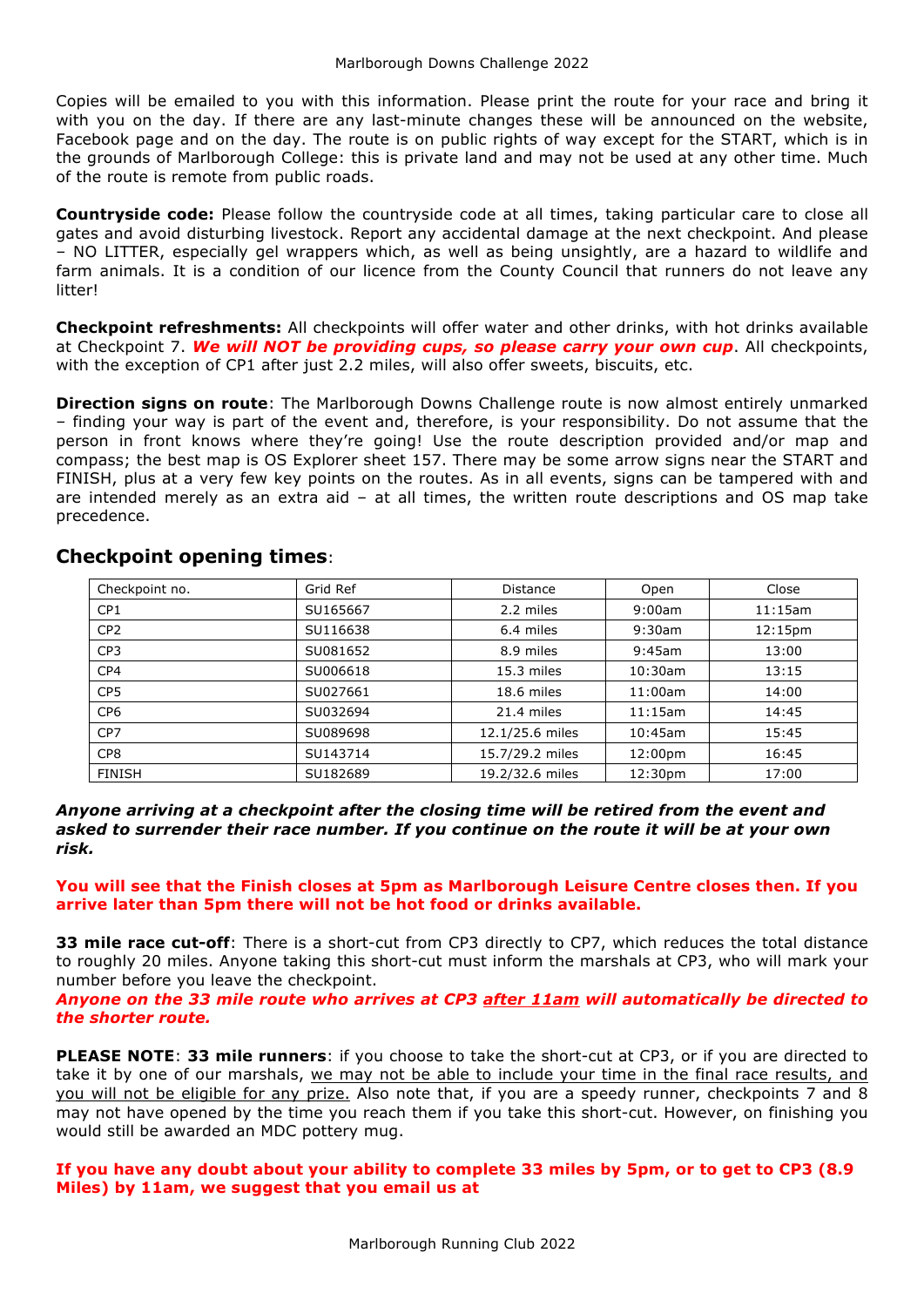Copies will be emailed to you with this information. Please print the route for your race and bring it with you on the day. If there are any last-minute changes these will be announced on the website, Facebook page and on the day. The route is on public rights of way except for the START, which is in the grounds of Marlborough College: this is private land and may not be used at any other time. Much of the route is remote from public roads.

**Countryside code:** Please follow the countryside code at all times, taking particular care to close all gates and avoid disturbing livestock. Report any accidental damage at the next checkpoint. And please – NO LITTER, especially gel wrappers which, as well as being unsightly, are a hazard to wildlife and farm animals. It is a condition of our licence from the County Council that runners do not leave any litter!

**Checkpoint refreshments:** All checkpoints will offer water and other drinks, with hot drinks available at Checkpoint 7. ***We will NOT be providing cups, so please carry your own cup***. All checkpoints, with the exception of CP1 after just 2.2 miles, will also offer sweets, biscuits, etc.

**Direction signs on route**: The Marlborough Downs Challenge route is now almost entirely unmarked – finding your way is part of the event and, therefore, is your responsibility. Do not assume that the person in front knows where they're going! Use the route description provided and/or map and compass; the best map is OS Explorer sheet 157. There may be some arrow signs near the START and FINISH, plus at a very few key points on the routes. As in all events, signs can be tampered with and are intended merely as an extra aid – at all times, the written route descriptions and OS map take precedence.

## Checkpoint opening times:

| Checkpoint no. | Grid Ref | Distance | Open | Close |
|---|---|---|---|---|
| CP1 | SU165667 | 2.2 miles | 9:00am | 11:15am |
| CP2 | SU116638 | 6.4 miles | 9:30am | 12:15pm |
| CP3 | SU081652 | 8.9 miles | 9:45am | 13:00 |
| CP4 | SU006618 | 15.3 miles | 10:30am | 13:15 |
| CP5 | SU027661 | 18.6 miles | 11:00am | 14:00 |
| CP6 | SU032694 | 21.4 miles | 11:15am | 14:45 |
| CP7 | SU089698 | 12.1/25.6 miles | 10:45am | 15:45 |
| CP8 | SU143714 | 15.7/29.2 miles | 12:00pm | 16:45 |
| FINISH | SU182689 | 19.2/32.6 miles | 12:30pm | 17:00 |

***Anyone arriving at a checkpoint after the closing time will be retired from the event and asked to surrender their race number. If you continue on the route it will be at your own risk.***

**You will see that the Finish closes at 5pm as Marlborough Leisure Centre closes then. If you arrive later than 5pm there will not be hot food or drinks available.**

**33 mile race cut-off**: There is a short-cut from CP3 directly to CP7, which reduces the total distance to roughly 20 miles. Anyone taking this short-cut must inform the marshals at CP3, who will mark your number before you leave the checkpoint.

***Anyone on the 33 mile route who arrives at CP3 after 11am will automatically be directed to the shorter route.***

**PLEASE NOTE**: **33 mile runners**: if you choose to take the short-cut at CP3, or if you are directed to take it by one of our marshals, we may not be able to include your time in the final race results, and you will not be eligible for any prize. Also note that, if you are a speedy runner, checkpoints 7 and 8 may not have opened by the time you reach them if you take this short-cut. However, on finishing you would still be awarded an MDC pottery mug.

**If you have any doubt about your ability to complete 33 miles by 5pm, or to get to CP3 (8.9 Miles) by 11am, we suggest that you email us at**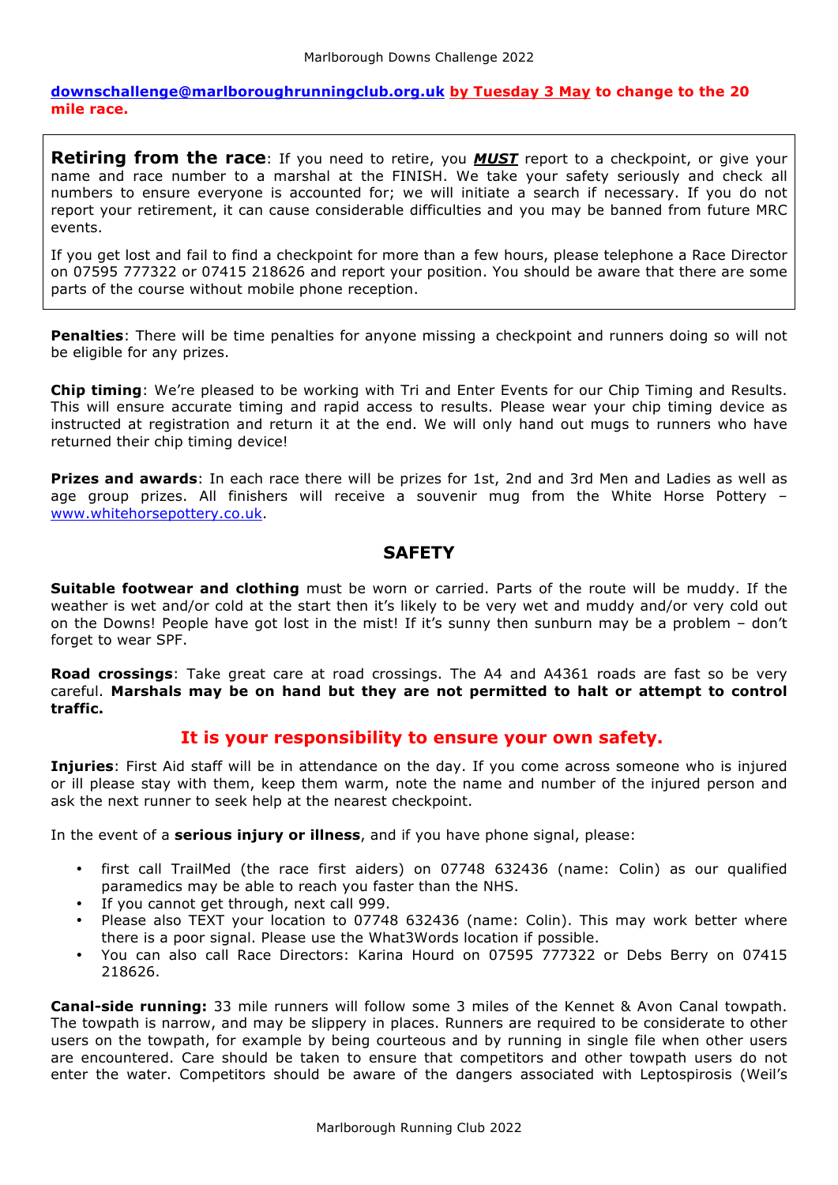**downschallenge@marlboroughrunningclub.org.uk by Tuesday 3 May to change to the 20 mile race.**

**Retiring from the race**: If you need to retire, you ***MUST*** report to a checkpoint, or give your name and race number to a marshal at the FINISH. We take your safety seriously and check all numbers to ensure everyone is accounted for; we will initiate a search if necessary. If you do not report your retirement, it can cause considerable difficulties and you may be banned from future MRC events.

If you get lost and fail to find a checkpoint for more than a few hours, please telephone a Race Director on 07595 777322 or 07415 218626 and report your position. You should be aware that there are some parts of the course without mobile phone reception.

**Penalties**: There will be time penalties for anyone missing a checkpoint and runners doing so will not be eligible for any prizes.

**Chip timing**: We're pleased to be working with Tri and Enter Events for our Chip Timing and Results. This will ensure accurate timing and rapid access to results. Please wear your chip timing device as instructed at registration and return it at the end. We will only hand out mugs to runners who have returned their chip timing device!

**Prizes and awards**: In each race there will be prizes for 1st, 2nd and 3rd Men and Ladies as well as age group prizes. All finishers will receive a souvenir mug from the White Horse Pottery – www.whitehorsepottery.co.uk.

## SAFETY

**Suitable footwear and clothing** must be worn or carried. Parts of the route will be muddy. If the weather is wet and/or cold at the start then it's likely to be very wet and muddy and/or very cold out on the Downs! People have got lost in the mist! If it's sunny then sunburn may be a problem – don't forget to wear SPF.

**Road crossings**: Take great care at road crossings. The A4 and A4361 roads are fast so be very careful. **Marshals may be on hand but they are not permitted to halt or attempt to control traffic.**

### It is your responsibility to ensure your own safety.

**Injuries**: First Aid staff will be in attendance on the day. If you come across someone who is injured or ill please stay with them, keep them warm, note the name and number of the injured person and ask the next runner to seek help at the nearest checkpoint.

In the event of a **serious injury or illness**, and if you have phone signal, please:

- first call TrailMed (the race first aiders) on 07748 632436 (name: Colin) as our qualified paramedics may be able to reach you faster than the NHS.
- If you cannot get through, next call 999.
- Please also TEXT your location to 07748 632436 (name: Colin). This may work better where there is a poor signal. Please use the What3Words location if possible.
- You can also call Race Directors: Karina Hourd on 07595 777322 or Debs Berry on 07415 218626.

**Canal-side running:** 33 mile runners will follow some 3 miles of the Kennet & Avon Canal towpath. The towpath is narrow, and may be slippery in places. Runners are required to be considerate to other users on the towpath, for example by being courteous and by running in single file when other users are encountered. Care should be taken to ensure that competitors and other towpath users do not enter the water. Competitors should be aware of the dangers associated with Leptospirosis (Weil's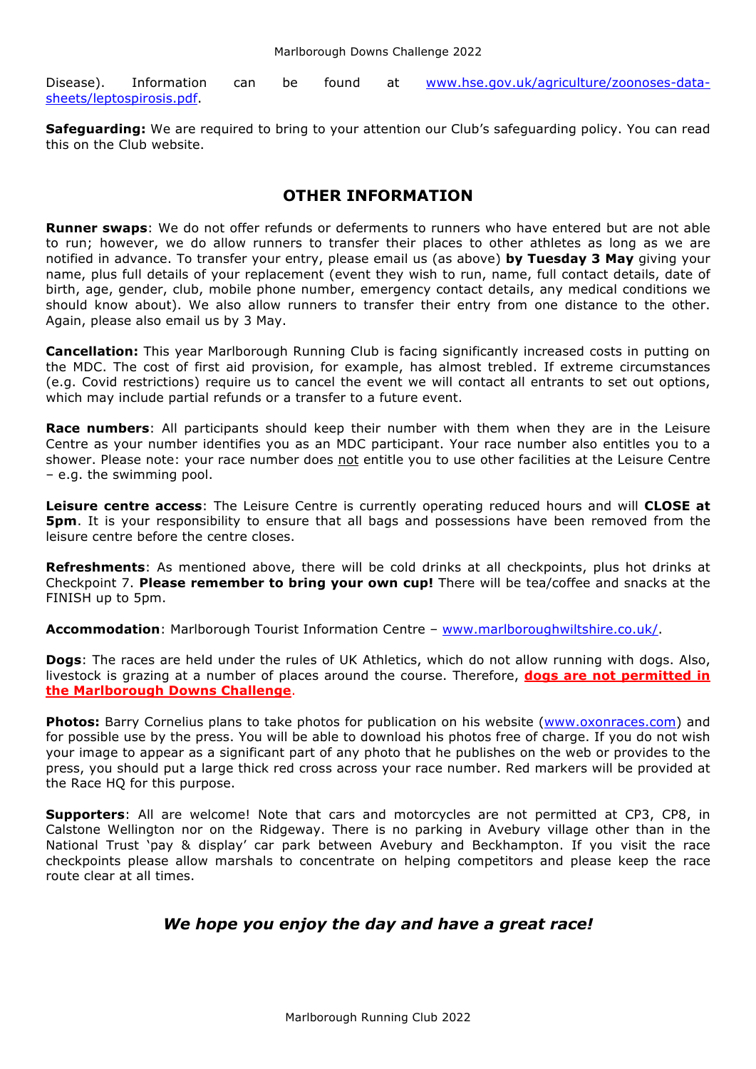Disease). Information can be found at www.hse.gov.uk/agriculture/zoonoses-data-sheets/leptospirosis.pdf.

**Safeguarding:** We are required to bring to your attention our Club's safeguarding policy. You can read this on the Club website.

## OTHER INFORMATION

**Runner swaps**: We do not offer refunds or deferments to runners who have entered but are not able to run; however, we do allow runners to transfer their places to other athletes as long as we are notified in advance. To transfer your entry, please email us (as above) **by Tuesday 3 May** giving your name, plus full details of your replacement (event they wish to run, name, full contact details, date of birth, age, gender, club, mobile phone number, emergency contact details, any medical conditions we should know about). We also allow runners to transfer their entry from one distance to the other. Again, please also email us by 3 May.

**Cancellation:** This year Marlborough Running Club is facing significantly increased costs in putting on the MDC. The cost of first aid provision, for example, has almost trebled. If extreme circumstances (e.g. Covid restrictions) require us to cancel the event we will contact all entrants to set out options, which may include partial refunds or a transfer to a future event.

**Race numbers**: All participants should keep their number with them when they are in the Leisure Centre as your number identifies you as an MDC participant. Your race number also entitles you to a shower. Please note: your race number does not entitle you to use other facilities at the Leisure Centre – e.g. the swimming pool.

**Leisure centre access**: The Leisure Centre is currently operating reduced hours and will **CLOSE at 5pm**. It is your responsibility to ensure that all bags and possessions have been removed from the leisure centre before the centre closes.

**Refreshments**: As mentioned above, there will be cold drinks at all checkpoints, plus hot drinks at Checkpoint 7. **Please remember to bring your own cup!** There will be tea/coffee and snacks at the FINISH up to 5pm.

**Accommodation**: Marlborough Tourist Information Centre – www.marlboroughwiltshire.co.uk/.

**Dogs**: The races are held under the rules of UK Athletics, which do not allow running with dogs. Also, livestock is grazing at a number of places around the course. Therefore, **dogs are not permitted in the Marlborough Downs Challenge**.

**Photos:** Barry Cornelius plans to take photos for publication on his website (www.oxonraces.com) and for possible use by the press. You will be able to download his photos free of charge. If you do not wish your image to appear as a significant part of any photo that he publishes on the web or provides to the press, you should put a large thick red cross across your race number. Red markers will be provided at the Race HQ for this purpose.

**Supporters**: All are welcome! Note that cars and motorcycles are not permitted at CP3, CP8, in Calstone Wellington nor on the Ridgeway. There is no parking in Avebury village other than in the National Trust 'pay & display' car park between Avebury and Beckhampton. If you visit the race checkpoints please allow marshals to concentrate on helping competitors and please keep the race route clear at all times.

## *We hope you enjoy the day and have a great race!*